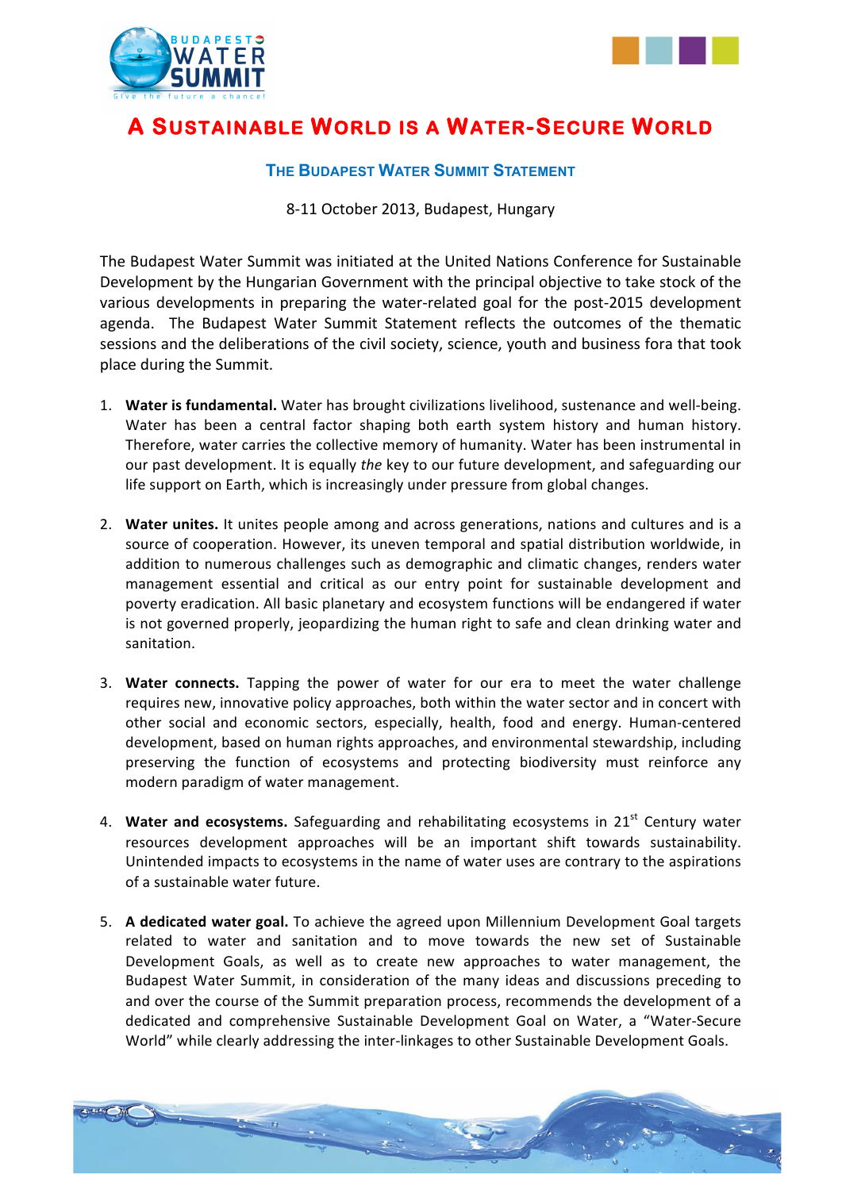# A Sustainable World is a Water-Secure World

## The Budapest Water Summit Statement

8-11 October 2013, Budapest, Hungary

The Budapest Water Summit was initiated at the United Nations Conference for Sustainable Development by the Hungarian Government with the principal objective to take stock of the various developments in preparing the water-related goal for the post-2015 development agenda. The Budapest Water Summit Statement reflects the outcomes of the thematic sessions and the deliberations of the civil society, science, youth and business fora that took place during the Summit.

1. **Water is fundamental.** Water has brought civilizations livelihood, sustenance and well-being. Water has been a central factor shaping both earth system history and human history. Therefore, water carries the collective memory of humanity. Water has been instrumental in our past development. It is equally *the* key to our future development, and safeguarding our life support on Earth, which is increasingly under pressure from global changes.

2. **Water unites.** It unites people among and across generations, nations and cultures and is a source of cooperation. However, its uneven temporal and spatial distribution worldwide, in addition to numerous challenges such as demographic and climatic changes, renders water management essential and critical as our entry point for sustainable development and poverty eradication. All basic planetary and ecosystem functions will be endangered if water is not governed properly, jeopardizing the human right to safe and clean drinking water and sanitation.

3. **Water connects.** Tapping the power of water for our era to meet the water challenge requires new, innovative policy approaches, both within the water sector and in concert with other social and economic sectors, especially, health, food and energy. Human-centered development, based on human rights approaches, and environmental stewardship, including preserving the function of ecosystems and protecting biodiversity must reinforce any modern paradigm of water management.

4. **Water and ecosystems.** Safeguarding and rehabilitating ecosystems in 21st Century water resources development approaches will be an important shift towards sustainability. Unintended impacts to ecosystems in the name of water uses are contrary to the aspirations of a sustainable water future.

5. **A dedicated water goal.** To achieve the agreed upon Millennium Development Goal targets related to water and sanitation and to move towards the new set of Sustainable Development Goals, as well as to create new approaches to water management, the Budapest Water Summit, in consideration of the many ideas and discussions preceding to and over the course of the Summit preparation process, recommends the development of a dedicated and comprehensive Sustainable Development Goal on Water, a "Water-Secure World" while clearly addressing the inter-linkages to other Sustainable Development Goals.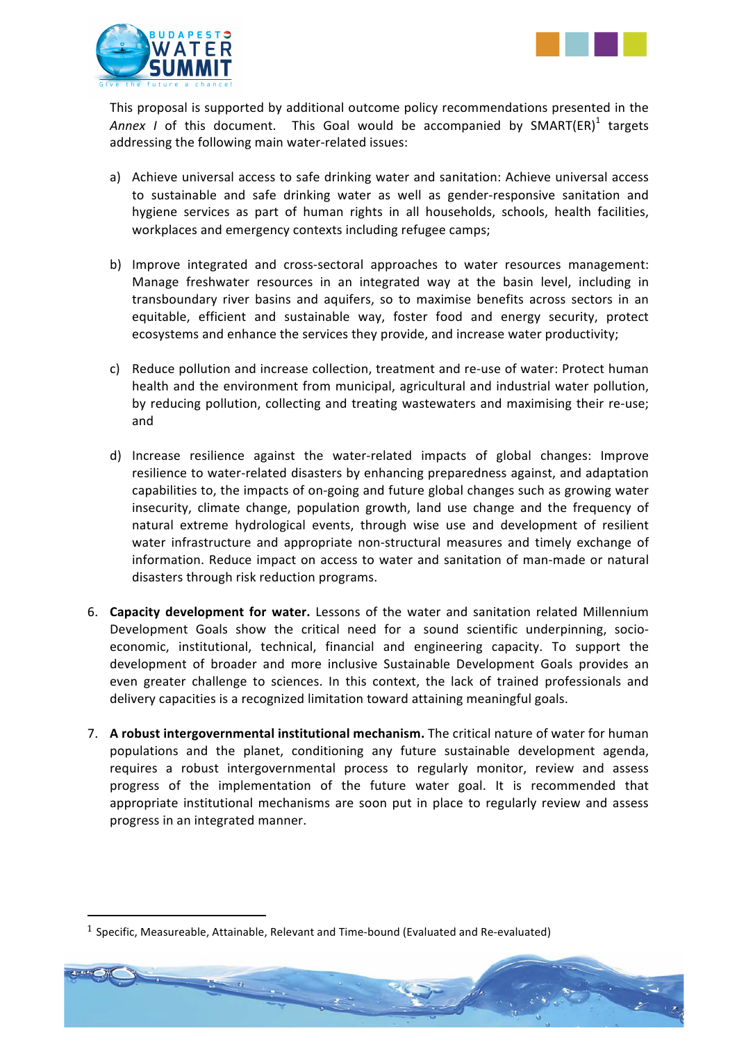This proposal is supported by additional outcome policy recommendations presented in the *Annex I* of this document. This Goal would be accompanied by SMART(ER)[1] targets addressing the following main water-related issues:

a) Achieve universal access to safe drinking water and sanitation: Achieve universal access to sustainable and safe drinking water as well as gender-responsive sanitation and hygiene services as part of human rights in all households, schools, health facilities, workplaces and emergency contexts including refugee camps;

b) Improve integrated and cross-sectoral approaches to water resources management: Manage freshwater resources in an integrated way at the basin level, including in transboundary river basins and aquifers, so to maximise benefits across sectors in an equitable, efficient and sustainable way, foster food and energy security, protect ecosystems and enhance the services they provide, and increase water productivity;

c) Reduce pollution and increase collection, treatment and re-use of water: Protect human health and the environment from municipal, agricultural and industrial water pollution, by reducing pollution, collecting and treating wastewaters and maximising their re-use; and

d) Increase resilience against the water-related impacts of global changes: Improve resilience to water-related disasters by enhancing preparedness against, and adaptation capabilities to, the impacts of on-going and future global changes such as growing water insecurity, climate change, population growth, land use change and the frequency of natural extreme hydrological events, through wise use and development of resilient water infrastructure and appropriate non-structural measures and timely exchange of information. Reduce impact on access to water and sanitation of man-made or natural disasters through risk reduction programs.

6. **Capacity development for water.** Lessons of the water and sanitation related Millennium Development Goals show the critical need for a sound scientific underpinning, socio-economic, institutional, technical, financial and engineering capacity. To support the development of broader and more inclusive Sustainable Development Goals provides an even greater challenge to sciences. In this context, the lack of trained professionals and delivery capacities is a recognized limitation toward attaining meaningful goals.

7. **A robust intergovernmental institutional mechanism.** The critical nature of water for human populations and the planet, conditioning any future sustainable development agenda, requires a robust intergovernmental process to regularly monitor, review and assess progress of the implementation of the future water goal. It is recommended that appropriate institutional mechanisms are soon put in place to regularly review and assess progress in an integrated manner.

[1] Specific, Measureable, Attainable, Relevant and Time-bound (Evaluated and Re-evaluated)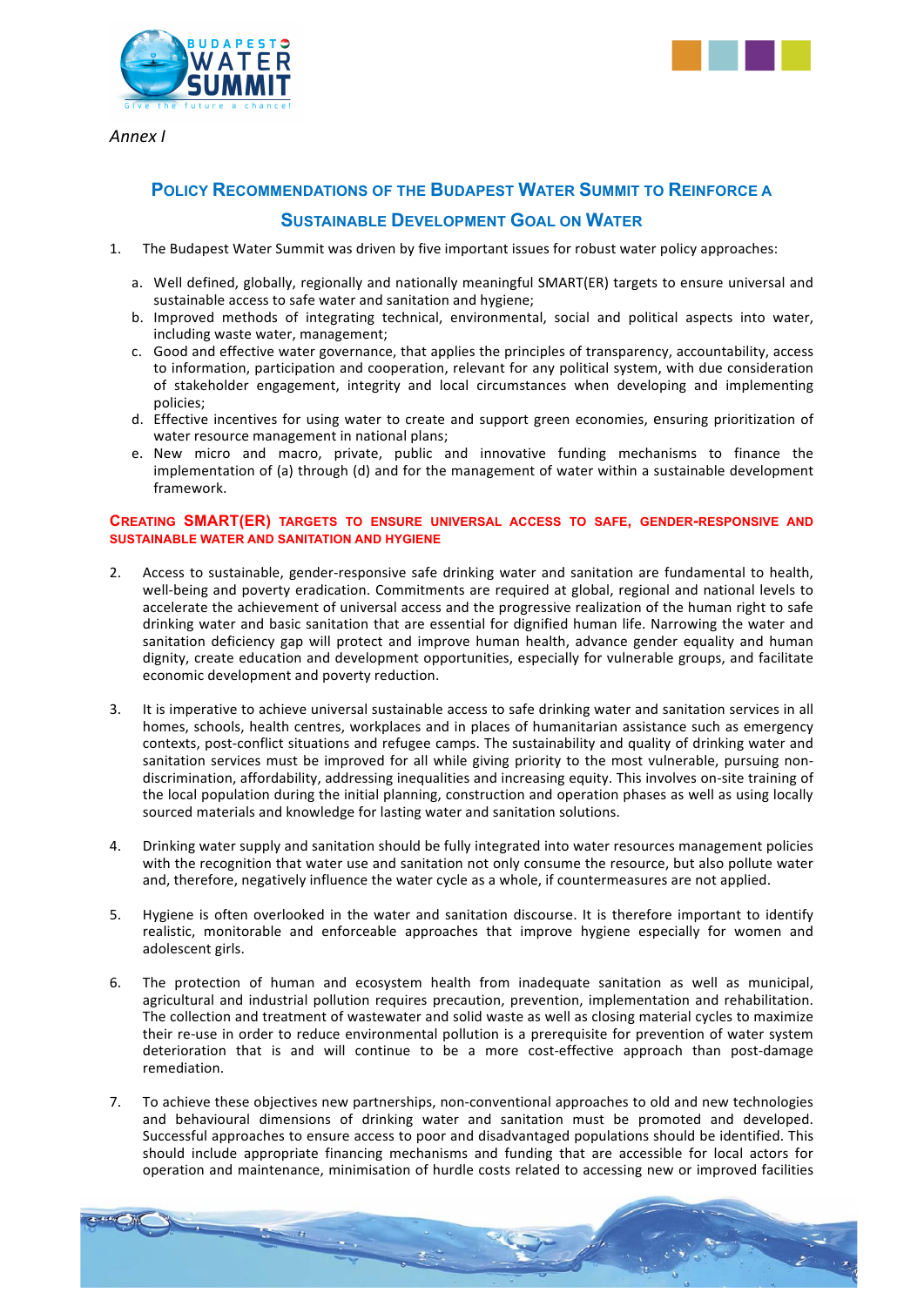*Annex I*

## Policy Recommendations of the Budapest Water Summit to Reinforce a Sustainable Development Goal on Water

1. The Budapest Water Summit was driven by five important issues for robust water policy approaches:

   a. Well defined, globally, regionally and nationally meaningful SMART(ER) targets to ensure universal and sustainable access to safe water and sanitation and hygiene;
   b. Improved methods of integrating technical, environmental, social and political aspects into water, including waste water, management;
   c. Good and effective water governance, that applies the principles of transparency, accountability, access to information, participation and cooperation, relevant for any political system, with due consideration of stakeholder engagement, integrity and local circumstances when developing and implementing policies;
   d. Effective incentives for using water to create and support green economies, ensuring prioritization of water resource management in national plans;
   e. New micro and macro, private, public and innovative funding mechanisms to finance the implementation of (a) through (d) and for the management of water within a sustainable development framework.

### Creating SMART(ER) targets to ensure universal access to safe, gender-responsive and sustainable water and sanitation and hygiene

2. Access to sustainable, gender-responsive safe drinking water and sanitation are fundamental to health, well-being and poverty eradication. Commitments are required at global, regional and national levels to accelerate the achievement of universal access and the progressive realization of the human right to safe drinking water and basic sanitation that are essential for dignified human life. Narrowing the water and sanitation deficiency gap will protect and improve human health, advance gender equality and human dignity, create education and development opportunities, especially for vulnerable groups, and facilitate economic development and poverty reduction.

3. It is imperative to achieve universal sustainable access to safe drinking water and sanitation services in all homes, schools, health centres, workplaces and in places of humanitarian assistance such as emergency contexts, post-conflict situations and refugee camps. The sustainability and quality of drinking water and sanitation services must be improved for all while giving priority to the most vulnerable, pursuing non-discrimination, affordability, addressing inequalities and increasing equity. This involves on-site training of the local population during the initial planning, construction and operation phases as well as using locally sourced materials and knowledge for lasting water and sanitation solutions.

4. Drinking water supply and sanitation should be fully integrated into water resources management policies with the recognition that water use and sanitation not only consume the resource, but also pollute water and, therefore, negatively influence the water cycle as a whole, if countermeasures are not applied.

5. Hygiene is often overlooked in the water and sanitation discourse. It is therefore important to identify realistic, monitorable and enforceable approaches that improve hygiene especially for women and adolescent girls.

6. The protection of human and ecosystem health from inadequate sanitation as well as municipal, agricultural and industrial pollution requires precaution, prevention, implementation and rehabilitation. The collection and treatment of wastewater and solid waste as well as closing material cycles to maximize their re-use in order to reduce environmental pollution is a prerequisite for prevention of water system deterioration that is and will continue to be a more cost-effective approach than post-damage remediation.

7. To achieve these objectives new partnerships, non-conventional approaches to old and new technologies and behavioural dimensions of drinking water and sanitation must be promoted and developed. Successful approaches to ensure access to poor and disadvantaged populations should be identified. This should include appropriate financing mechanisms and funding that are accessible for local actors for operation and maintenance, minimisation of hurdle costs related to accessing new or improved facilities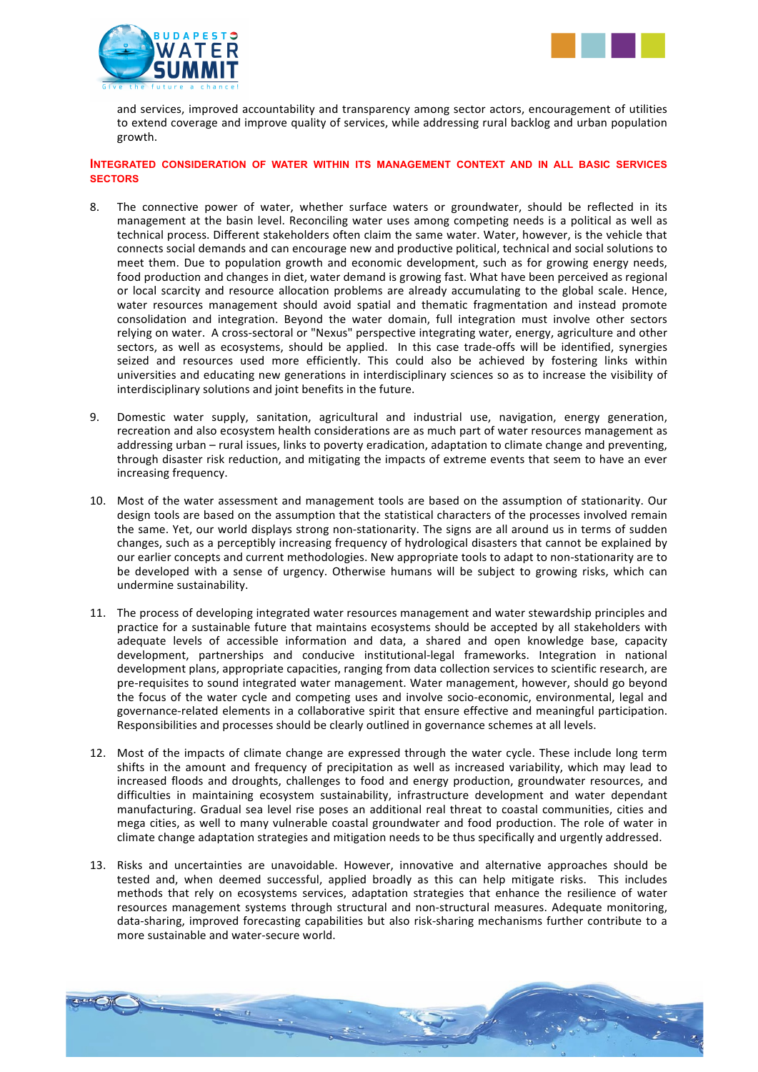and services, improved accountability and transparency among sector actors, encouragement of utilities to extend coverage and improve quality of services, while addressing rural backlog and urban population growth.

## INTEGRATED CONSIDERATION OF WATER WITHIN ITS MANAGEMENT CONTEXT AND IN ALL BASIC SERVICES SECTORS

8. The connective power of water, whether surface waters or groundwater, should be reflected in its management at the basin level. Reconciling water uses among competing needs is a political as well as technical process. Different stakeholders often claim the same water. Water, however, is the vehicle that connects social demands and can encourage new and productive political, technical and social solutions to meet them. Due to population growth and economic development, such as for growing energy needs, food production and changes in diet, water demand is growing fast. What have been perceived as regional or local scarcity and resource allocation problems are already accumulating to the global scale. Hence, water resources management should avoid spatial and thematic fragmentation and instead promote consolidation and integration. Beyond the water domain, full integration must involve other sectors relying on water. A cross-sectoral or "Nexus" perspective integrating water, energy, agriculture and other sectors, as well as ecosystems, should be applied. In this case trade-offs will be identified, synergies seized and resources used more efficiently. This could also be achieved by fostering links within universities and educating new generations in interdisciplinary sciences so as to increase the visibility of interdisciplinary solutions and joint benefits in the future.

9. Domestic water supply, sanitation, agricultural and industrial use, navigation, energy generation, recreation and also ecosystem health considerations are as much part of water resources management as addressing urban – rural issues, links to poverty eradication, adaptation to climate change and preventing, through disaster risk reduction, and mitigating the impacts of extreme events that seem to have an ever increasing frequency.

10. Most of the water assessment and management tools are based on the assumption of stationarity. Our design tools are based on the assumption that the statistical characters of the processes involved remain the same. Yet, our world displays strong non-stationarity. The signs are all around us in terms of sudden changes, such as a perceptibly increasing frequency of hydrological disasters that cannot be explained by our earlier concepts and current methodologies. New appropriate tools to adapt to non-stationarity are to be developed with a sense of urgency. Otherwise humans will be subject to growing risks, which can undermine sustainability.

11. The process of developing integrated water resources management and water stewardship principles and practice for a sustainable future that maintains ecosystems should be accepted by all stakeholders with adequate levels of accessible information and data, a shared and open knowledge base, capacity development, partnerships and conducive institutional-legal frameworks. Integration in national development plans, appropriate capacities, ranging from data collection services to scientific research, are pre-requisites to sound integrated water management. Water management, however, should go beyond the focus of the water cycle and competing uses and involve socio-economic, environmental, legal and governance-related elements in a collaborative spirit that ensure effective and meaningful participation. Responsibilities and processes should be clearly outlined in governance schemes at all levels.

12. Most of the impacts of climate change are expressed through the water cycle. These include long term shifts in the amount and frequency of precipitation as well as increased variability, which may lead to increased floods and droughts, challenges to food and energy production, groundwater resources, and difficulties in maintaining ecosystem sustainability, infrastructure development and water dependant manufacturing. Gradual sea level rise poses an additional real threat to coastal communities, cities and mega cities, as well to many vulnerable coastal groundwater and food production. The role of water in climate change adaptation strategies and mitigation needs to be thus specifically and urgently addressed.

13. Risks and uncertainties are unavoidable. However, innovative and alternative approaches should be tested and, when deemed successful, applied broadly as this can help mitigate risks. This includes methods that rely on ecosystems services, adaptation strategies that enhance the resilience of water resources management systems through structural and non-structural measures. Adequate monitoring, data-sharing, improved forecasting capabilities but also risk-sharing mechanisms further contribute to a more sustainable and water-secure world.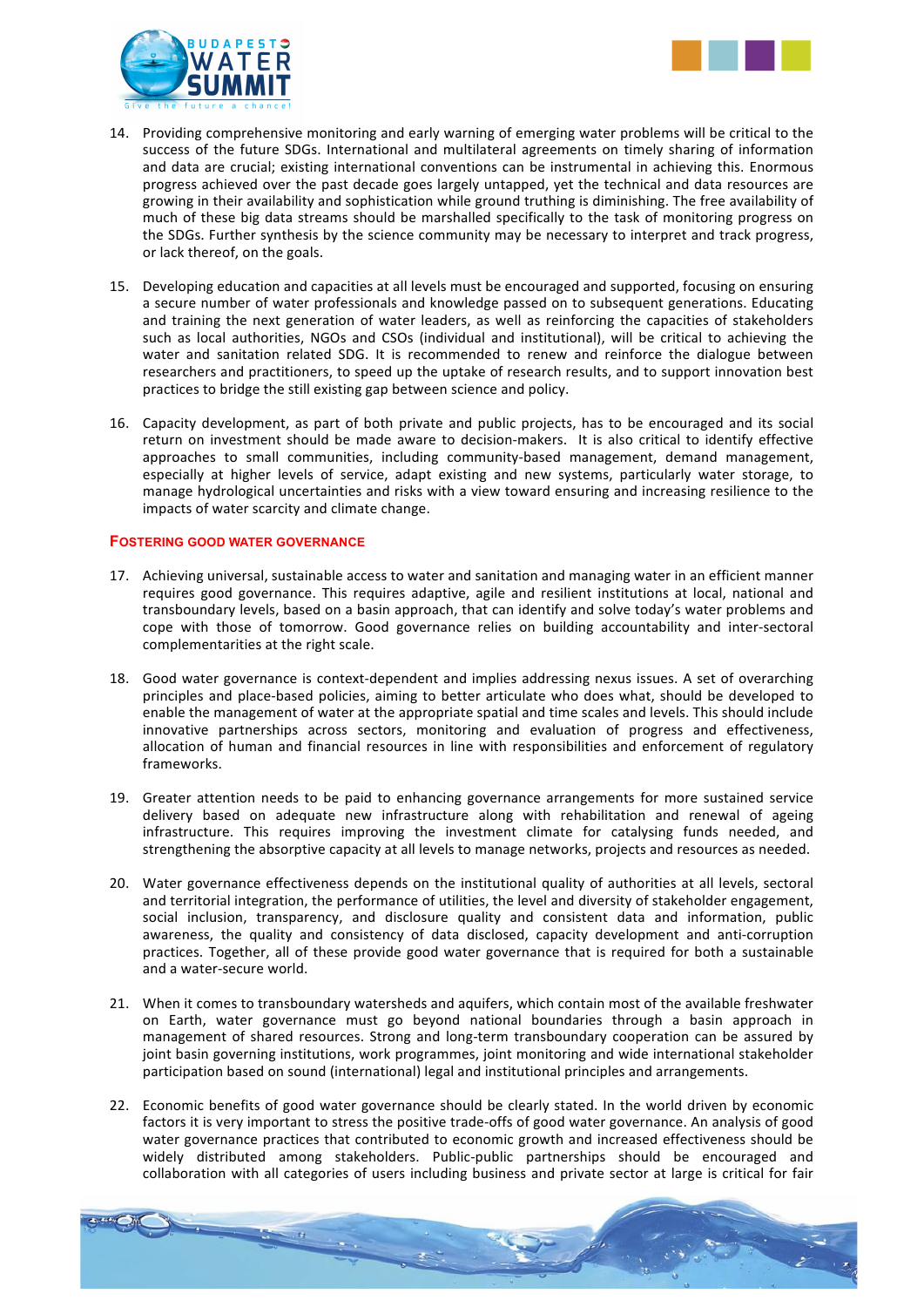14. Providing comprehensive monitoring and early warning of emerging water problems will be critical to the success of the future SDGs. International and multilateral agreements on timely sharing of information and data are crucial; existing international conventions can be instrumental in achieving this. Enormous progress achieved over the past decade goes largely untapped, yet the technical and data resources are growing in their availability and sophistication while ground truthing is diminishing. The free availability of much of these big data streams should be marshalled specifically to the task of monitoring progress on the SDGs. Further synthesis by the science community may be necessary to interpret and track progress, or lack thereof, on the goals.

15. Developing education and capacities at all levels must be encouraged and supported, focusing on ensuring a secure number of water professionals and knowledge passed on to subsequent generations. Educating and training the next generation of water leaders, as well as reinforcing the capacities of stakeholders such as local authorities, NGOs and CSOs (individual and institutional), will be critical to achieving the water and sanitation related SDG. It is recommended to renew and reinforce the dialogue between researchers and practitioners, to speed up the uptake of research results, and to support innovation best practices to bridge the still existing gap between science and policy.

16. Capacity development, as part of both private and public projects, has to be encouraged and its social return on investment should be made aware to decision-makers. It is also critical to identify effective approaches to small communities, including community-based management, demand management, especially at higher levels of service, adapt existing and new systems, particularly water storage, to manage hydrological uncertainties and risks with a view toward ensuring and increasing resilience to the impacts of water scarcity and climate change.

## FOSTERING GOOD WATER GOVERNANCE

17. Achieving universal, sustainable access to water and sanitation and managing water in an efficient manner requires good governance. This requires adaptive, agile and resilient institutions at local, national and transboundary levels, based on a basin approach, that can identify and solve today's water problems and cope with those of tomorrow. Good governance relies on building accountability and inter-sectoral complementarities at the right scale.

18. Good water governance is context-dependent and implies addressing nexus issues. A set of overarching principles and place-based policies, aiming to better articulate who does what, should be developed to enable the management of water at the appropriate spatial and time scales and levels. This should include innovative partnerships across sectors, monitoring and evaluation of progress and effectiveness, allocation of human and financial resources in line with responsibilities and enforcement of regulatory frameworks.

19. Greater attention needs to be paid to enhancing governance arrangements for more sustained service delivery based on adequate new infrastructure along with rehabilitation and renewal of ageing infrastructure. This requires improving the investment climate for catalysing funds needed, and strengthening the absorptive capacity at all levels to manage networks, projects and resources as needed.

20. Water governance effectiveness depends on the institutional quality of authorities at all levels, sectoral and territorial integration, the performance of utilities, the level and diversity of stakeholder engagement, social inclusion, transparency, and disclosure quality and consistent data and information, public awareness, the quality and consistency of data disclosed, capacity development and anti-corruption practices. Together, all of these provide good water governance that is required for both a sustainable and a water-secure world.

21. When it comes to transboundary watersheds and aquifers, which contain most of the available freshwater on Earth, water governance must go beyond national boundaries through a basin approach in management of shared resources. Strong and long-term transboundary cooperation can be assured by joint basin governing institutions, work programmes, joint monitoring and wide international stakeholder participation based on sound (international) legal and institutional principles and arrangements.

22. Economic benefits of good water governance should be clearly stated. In the world driven by economic factors it is very important to stress the positive trade-offs of good water governance. An analysis of good water governance practices that contributed to economic growth and increased effectiveness should be widely distributed among stakeholders. Public-public partnerships should be encouraged and collaboration with all categories of users including business and private sector at large is critical for fair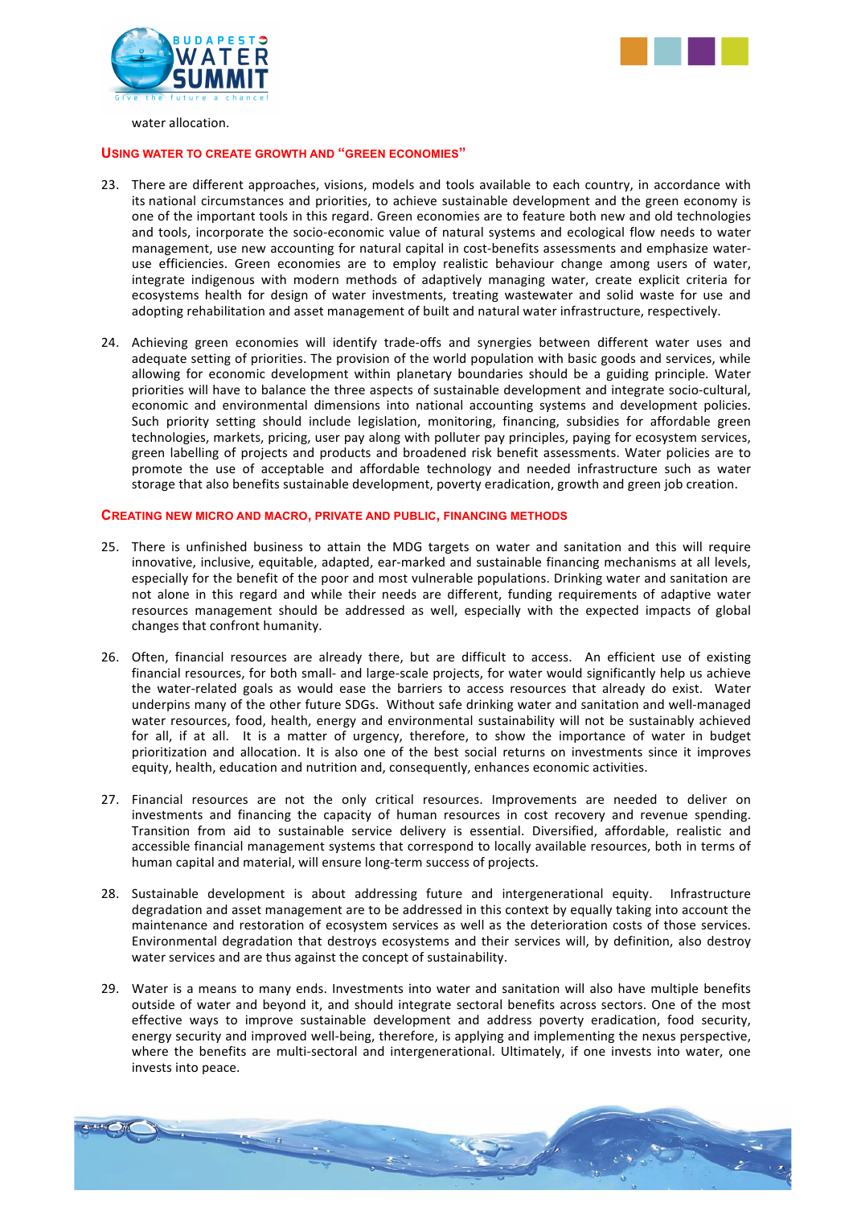water allocation.

### USING WATER TO CREATE GROWTH AND "GREEN ECONOMIES"

23. There are different approaches, visions, models and tools available to each country, in accordance with its national circumstances and priorities, to achieve sustainable development and the green economy is one of the important tools in this regard. Green economies are to feature both new and old technologies and tools, incorporate the socio-economic value of natural systems and ecological flow needs to water management, use new accounting for natural capital in cost-benefits assessments and emphasize water-use efficiencies. Green economies are to employ realistic behaviour change among users of water, integrate indigenous with modern methods of adaptively managing water, create explicit criteria for ecosystems health for water investments, treating wastewater and solid waste for use and adopting rehabilitation and asset management of built and natural water infrastructure, respectively.

24. Achieving green economies will identify trade-offs and synergies between different water uses and adequate setting of priorities. The provision of the world population with basic goods and services, while allowing for economic development within planetary boundaries should be a guiding principle. Water priorities will have to balance the three aspects of sustainable development and integrate socio-cultural, economic and environmental dimensions into national accounting systems and development policies. Such priority setting should include legislation, monitoring, financing, subsidies for affordable green technologies, markets, pricing, user pay along with polluter pay principles, paying for ecosystem services, green labelling of projects and products and broadened risk benefit assessments. Water policies are to promote the use of acceptable and affordable technology and needed infrastructure such as water storage that also benefits sustainable development, poverty eradication, growth and green job creation.

### CREATING NEW MICRO AND MACRO, PRIVATE AND PUBLIC, FINANCING METHODS

25. There is unfinished business to attain the MDG targets on water and sanitation and this will require innovative, inclusive, equitable, adapted, ear-marked and sustainable financing mechanisms at all levels, especially for the benefit of the poor and most vulnerable populations. Drinking water and sanitation are not alone in this regard and while their needs are different, funding requirements of adaptive water resources management should be addressed as well, especially with the expected impacts of global changes that confront humanity.

26. Often, financial resources are already there, but are difficult to access. An efficient use of existing financial resources, for both small- and large-scale projects, for water would significantly help us achieve the water-related goals as would ease the barriers to access resources that already do exist. Water underpins many of the other future SDGs. Without safe drinking water and sanitation and well-managed water resources, food, health, energy and environmental sustainability will not be sustainably achieved for all, if at all. It is a matter of urgency, therefore, to show the importance of water in budget prioritization and allocation. It is also one of the best social returns on investments since it improves equity, health, education and nutrition and, consequently, enhances economic activities.

27. Financial resources are not the only critical resources. Improvements are needed to deliver on investments and financing the capacity of human resources in cost recovery and revenue spending. Transition from aid to sustainable service delivery is essential. Diversified, affordable, realistic and accessible financial management systems that correspond to locally available resources, both in terms of human capital and material, will ensure long-term success of projects.

28. Sustainable development is about addressing future and intergenerational equity. Infrastructure degradation and asset management are to be addressed in this context by equally taking into account the maintenance and restoration of ecosystem services as well as the deterioration costs of those services. Environmental degradation that destroys ecosystems and their services will, by definition, also destroy water services and are thus against the concept of sustainability.

29. Water is a means to many ends. Investments into water and sanitation will also have multiple benefits outside of water and beyond it, and should integrate sectoral benefits across sectors. One of the most effective ways to improve sustainable development and address poverty eradication, food security, energy security and improved well-being, therefore, is applying and implementing the nexus perspective, where the benefits are multi-sectoral and intergenerational. Ultimately, if one invests into water, one invests into peace.